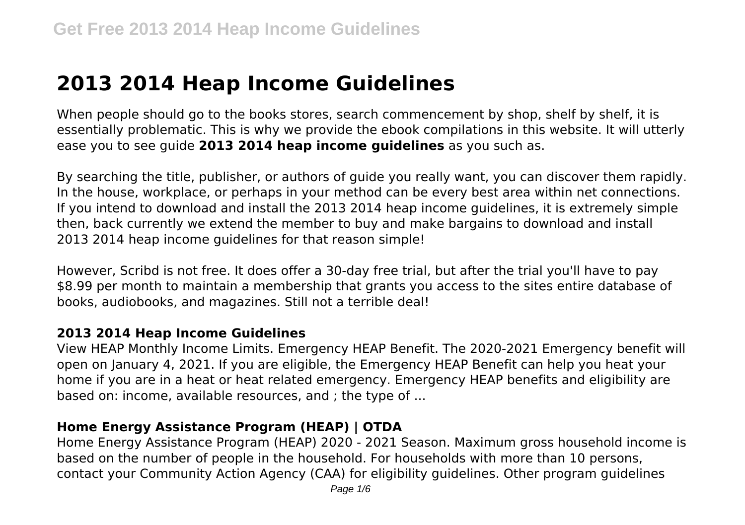# 2013 2014 Heap Income Guidelines

When people should go to the books stores, search commencement by shop, shelf by shelf, it is essentially problematic. This is why we provide the ebook compilations in this website. It will utterly ease you to see guide **2013 2014 heap income guidelines** as you such as.

By searching the title, publisher, or authors of guide you really want, you can discover them rapidly. In the house, workplace, or perhaps in your method can be every best area within net connections. If you intend to download and install the 2013 2014 heap income guidelines, it is extremely simple then, back currently we extend the member to buy and make bargains to download and install 2013 2014 heap income guidelines for that reason simple!

However, Scribd is not free. It does offer a 30-day free trial, but after the trial you'll have to pay $8.99 per month to maintain a membership that grants you access to the sites entire database of books, audiobooks, and magazines. Still not a terrible deal!

## 2013 2014 Heap Income Guidelines

View HEAP Monthly Income Limits. Emergency HEAP Benefit. The 2020-2021 Emergency benefit will open on January 4, 2021. If you are eligible, the Emergency HEAP Benefit can help you heat your home if you are in a heat or heat related emergency. Emergency HEAP benefits and eligibility are based on: income, available resources, and ; the type of ...

## Home Energy Assistance Program (HEAP) | OTDA

Home Energy Assistance Program (HEAP) 2020 - 2021 Season. Maximum gross household income is based on the number of people in the household. For households with more than 10 persons, contact your Community Action Agency (CAA) for eligibility guidelines. Other program guidelines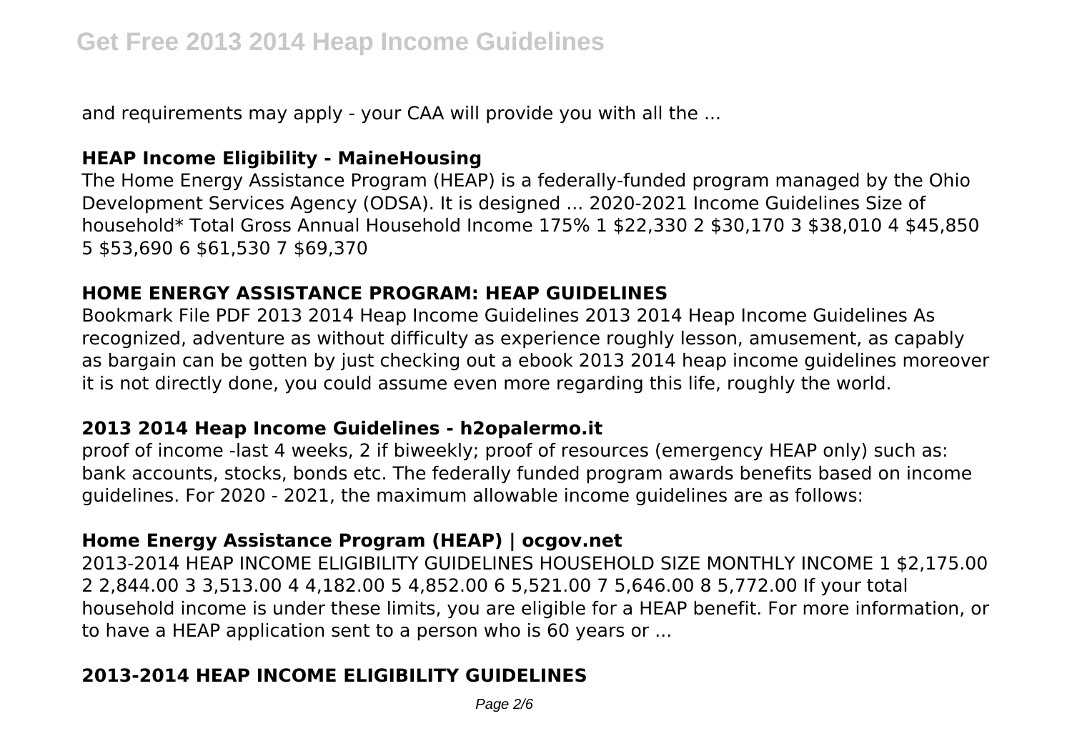and requirements may apply - your CAA will provide you with all the ...

## HEAP Income Eligibility - MaineHousing

The Home Energy Assistance Program (HEAP) is a federally-funded program managed by the Ohio Development Services Agency (ODSA). It is designed ... 2020-2021 Income Guidelines Size of household* Total Gross Annual Household Income 175% 1 $22,330 2 $30,170 3 $38,010 4 $45,850 5 $53,690 6 $61,530 7 $69,370

## HOME ENERGY ASSISTANCE PROGRAM: HEAP GUIDELINES

Bookmark File PDF 2013 2014 Heap Income Guidelines 2013 2014 Heap Income Guidelines As recognized, adventure as without difficulty as experience roughly lesson, amusement, as capably as bargain can be gotten by just checking out a ebook 2013 2014 heap income guidelines moreover it is not directly done, you could assume even more regarding this life, roughly the world.

## 2013 2014 Heap Income Guidelines - h2opalermo.it

proof of income -last 4 weeks, 2 if biweekly; proof of resources (emergency HEAP only) such as: bank accounts, stocks, bonds etc. The federally funded program awards benefits based on income guidelines. For 2020 - 2021, the maximum allowable income guidelines are as follows:

## Home Energy Assistance Program (HEAP) | ocgov.net

2013-2014 HEAP INCOME ELIGIBILITY GUIDELINES HOUSEHOLD SIZE MONTHLY INCOME 1 $2,175.00 2 2,844.00 3 3,513.00 4 4,182.00 5 4,852.00 6 5,521.00 7 5,646.00 8 5,772.00 If your total household income is under these limits, you are eligible for a HEAP benefit. For more information, or to have a HEAP application sent to a person who is 60 years or ...

## 2013-2014 HEAP INCOME ELIGIBILITY GUIDELINES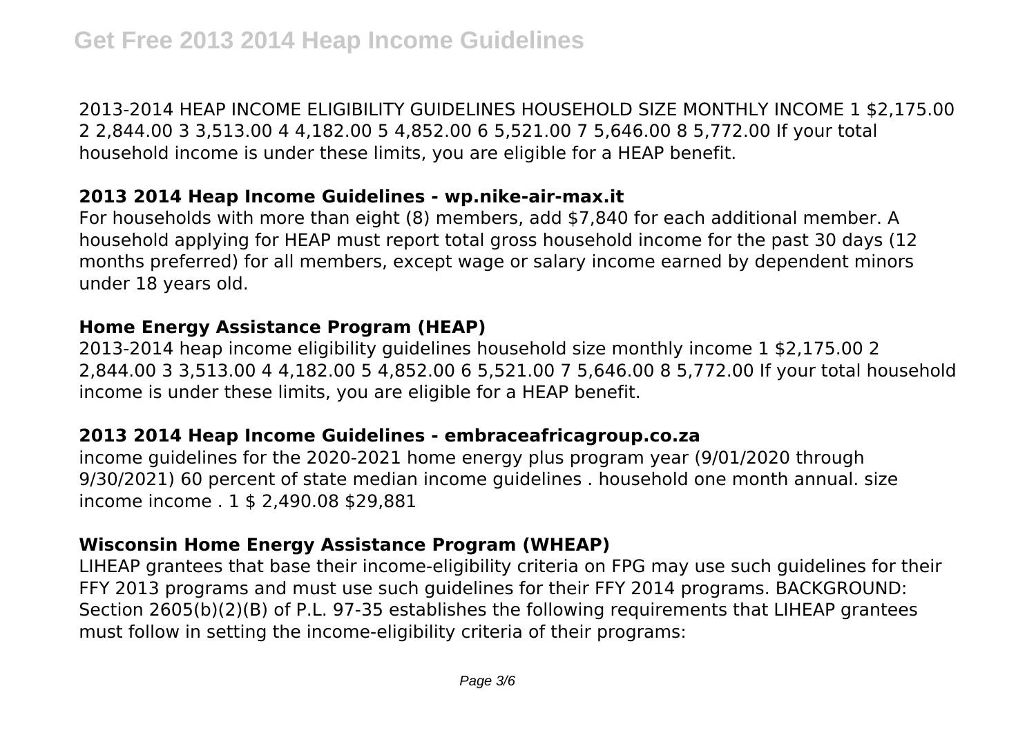2013-2014 HEAP INCOME ELIGIBILITY GUIDELINES HOUSEHOLD SIZE MONTHLY INCOME 1 $2,175.00 2 2,844.00 3 3,513.00 4 4,182.00 5 4,852.00 6 5,521.00 7 5,646.00 8 5,772.00 If your total household income is under these limits, you are eligible for a HEAP benefit.

### 2013 2014 Heap Income Guidelines - wp.nike-air-max.it

For households with more than eight (8) members, add $7,840 for each additional member. A household applying for HEAP must report total gross household income for the past 30 days (12 months preferred) for all members, except wage or salary income earned by dependent minors under 18 years old.

### Home Energy Assistance Program (HEAP)

2013-2014 heap income eligibility guidelines household size monthly income 1 $2,175.00 2 2,844.00 3 3,513.00 4 4,182.00 5 4,852.00 6 5,521.00 7 5,646.00 8 5,772.00 If your total household income is under these limits, you are eligible for a HEAP benefit.

### 2013 2014 Heap Income Guidelines - embraceafricagroup.co.za

income guidelines for the 2020-2021 home energy plus program year (9/01/2020 through 9/30/2021) 60 percent of state median income guidelines . household one month annual. size income income . 1 $ 2,490.08 $29,881

### Wisconsin Home Energy Assistance Program (WHEAP)

LIHEAP grantees that base their income-eligibility criteria on FPG may use such guidelines for their FFY 2013 programs and must use such guidelines for their FFY 2014 programs. BACKGROUND: Section 2605(b)(2)(B) of P.L. 97-35 establishes the following requirements that LIHEAP grantees must follow in setting the income-eligibility criteria of their programs: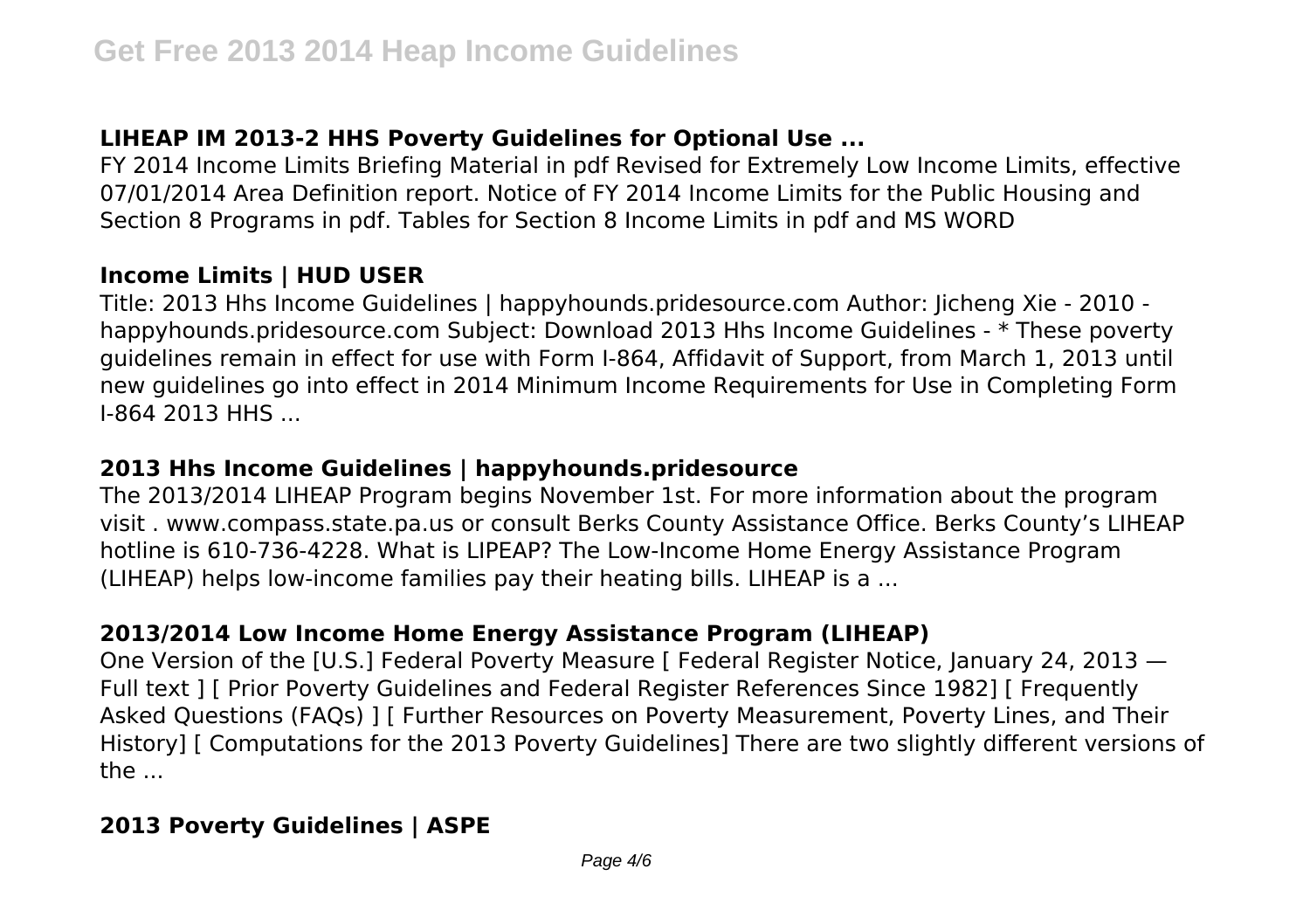## LIHEAP IM 2013-2 HHS Poverty Guidelines for Optional Use ...

FY 2014 Income Limits Briefing Material in pdf Revised for Extremely Low Income Limits, effective 07/01/2014 Area Definition report. Notice of FY 2014 Income Limits for the Public Housing and Section 8 Programs in pdf. Tables for Section 8 Income Limits in pdf and MS WORD

## Income Limits | HUD USER

Title: 2013 Hhs Income Guidelines | happyhounds.pridesource.com Author: Jicheng Xie - 2010 - happyhounds.pridesource.com Subject: Download 2013 Hhs Income Guidelines - * These poverty guidelines remain in effect for use with Form I-864, Affidavit of Support, from March 1, 2013 until new guidelines go into effect in 2014 Minimum Income Requirements for Use in Completing Form I-864 2013 HHS ...

## 2013 Hhs Income Guidelines | happyhounds.pridesource

The 2013/2014 LIHEAP Program begins November 1st. For more information about the program visit . www.compass.state.pa.us or consult Berks County Assistance Office. Berks County's LIHEAP hotline is 610-736-4228. What is LIPEAP? The Low-Income Home Energy Assistance Program (LIHEAP) helps low-income families pay their heating bills. LIHEAP is a ...

## 2013/2014 Low Income Home Energy Assistance Program (LIHEAP)

One Version of the [U.S.] Federal Poverty Measure [ Federal Register Notice, January 24, 2013 — Full text ] [ Prior Poverty Guidelines and Federal Register References Since 1982] [ Frequently Asked Questions (FAQs) ] [ Further Resources on Poverty Measurement, Poverty Lines, and Their History] [ Computations for the 2013 Poverty Guidelines] There are two slightly different versions of the ...

## 2013 Poverty Guidelines | ASPE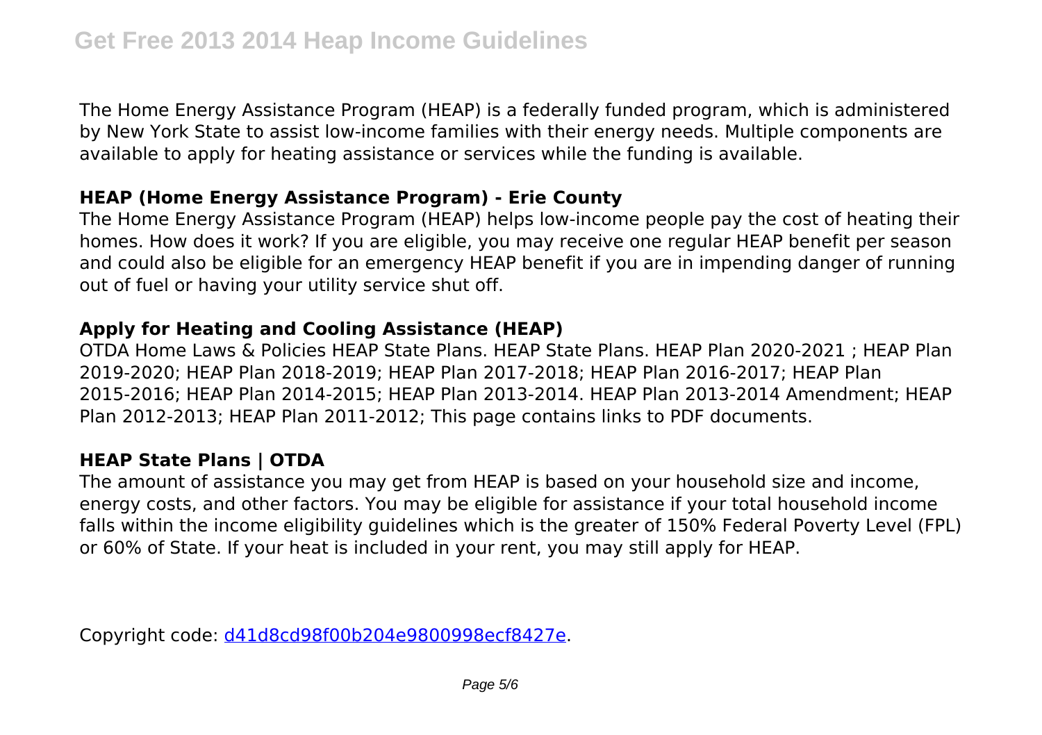The Home Energy Assistance Program (HEAP) is a federally funded program, which is administered by New York State to assist low-income families with their energy needs. Multiple components are available to apply for heating assistance or services while the funding is available.

## HEAP (Home Energy Assistance Program) - Erie County

The Home Energy Assistance Program (HEAP) helps low-income people pay the cost of heating their homes. How does it work? If you are eligible, you may receive one regular HEAP benefit per season and could also be eligible for an emergency HEAP benefit if you are in impending danger of running out of fuel or having your utility service shut off.

## Apply for Heating and Cooling Assistance (HEAP)

OTDA Home Laws & Policies HEAP State Plans. HEAP State Plans. HEAP Plan 2020-2021 ; HEAP Plan 2019-2020; HEAP Plan 2018-2019; HEAP Plan 2017-2018; HEAP Plan 2016-2017; HEAP Plan 2015-2016; HEAP Plan 2014-2015; HEAP Plan 2013-2014. HEAP Plan 2013-2014 Amendment; HEAP Plan 2012-2013; HEAP Plan 2011-2012; This page contains links to PDF documents.

## HEAP State Plans | OTDA

The amount of assistance you may get from HEAP is based on your household size and income, energy costs, and other factors. You may be eligible for assistance if your total household income falls within the income eligibility guidelines which is the greater of 150% Federal Poverty Level (FPL) or 60% of State. If your heat is included in your rent, you may still apply for HEAP.

Copyright code: d41d8cd98f00b204e9800998ecf8427e.